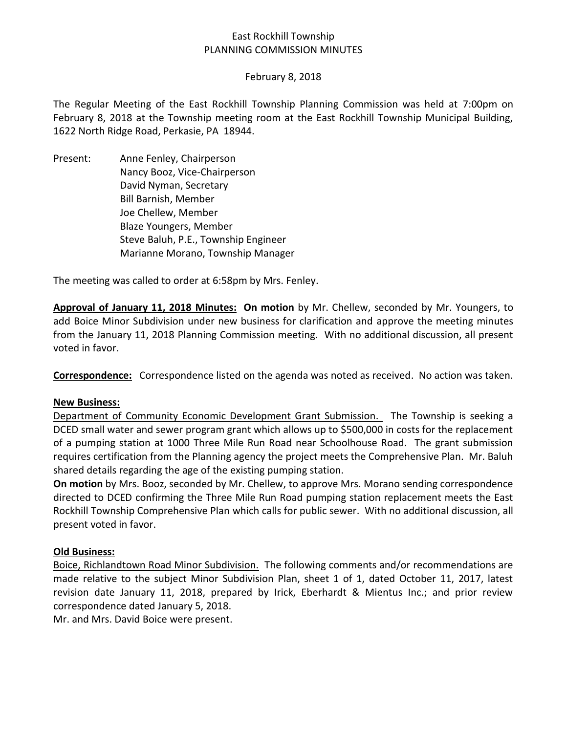East Rockhill Township
PLANNING COMMISSION MINUTES

February 8, 2018

The Regular Meeting of the East Rockhill Township Planning Commission was held at 7:00pm on February 8, 2018 at the Township meeting room at the East Rockhill Township Municipal Building, 1622 North Ridge Road, Perkasie, PA 18944.

Present: Anne Fenley, Chairperson
Nancy Booz, Vice-Chairperson
David Nyman, Secretary
Bill Barnish, Member
Joe Chellew, Member
Blaze Youngers, Member
Steve Baluh, P.E., Township Engineer
Marianne Morano, Township Manager

The meeting was called to order at 6:58pm by Mrs. Fenley.

**Approval of January 11, 2018 Minutes:** **On motion** by Mr. Chellew, seconded by Mr. Youngers, to add Boice Minor Subdivision under new business for clarification and approve the meeting minutes from the January 11, 2018 Planning Commission meeting. With no additional discussion, all present voted in favor.

**Correspondence:** Correspondence listed on the agenda was noted as received. No action was taken.

**New Business:**

Department of Community Economic Development Grant Submission. The Township is seeking a DCED small water and sewer program grant which allows up to $500,000 in costs for the replacement of a pumping station at 1000 Three Mile Run Road near Schoolhouse Road. The grant submission requires certification from the Planning agency the project meets the Comprehensive Plan. Mr. Baluh shared details regarding the age of the existing pumping station.

**On motion** by Mrs. Booz, seconded by Mr. Chellew, to approve Mrs. Morano sending correspondence directed to DCED confirming the Three Mile Run Road pumping station replacement meets the East Rockhill Township Comprehensive Plan which calls for public sewer. With no additional discussion, all present voted in favor.

**Old Business:**

Boice, Richlandtown Road Minor Subdivision. The following comments and/or recommendations are made relative to the subject Minor Subdivision Plan, sheet 1 of 1, dated October 11, 2017, latest revision date January 11, 2018, prepared by Irick, Eberhardt & Mientus Inc.; and prior review correspondence dated January 5, 2018.

Mr. and Mrs. David Boice were present.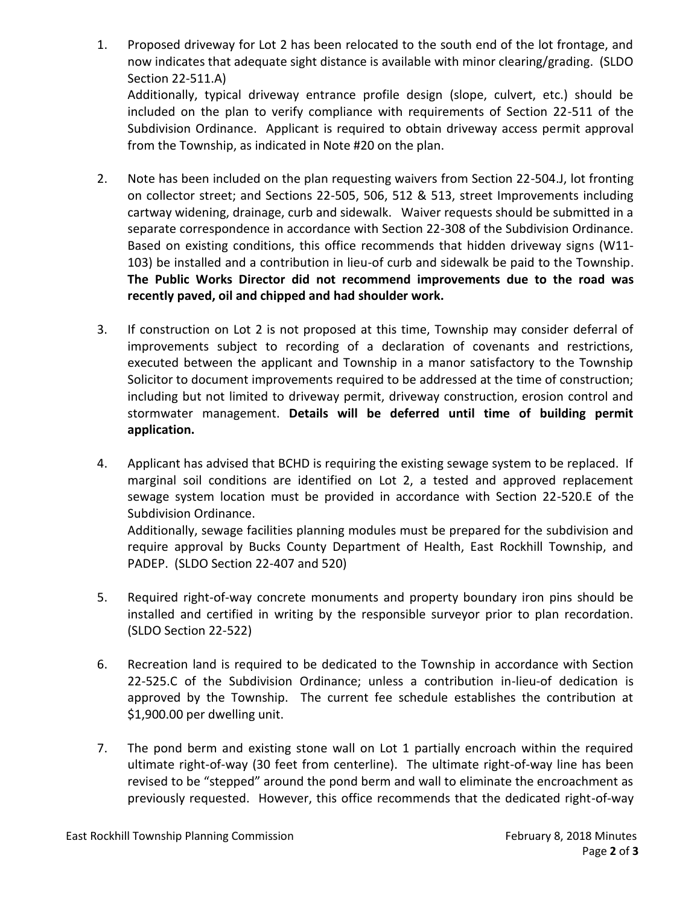1. Proposed driveway for Lot 2 has been relocated to the south end of the lot frontage, and now indicates that adequate sight distance is available with minor clearing/grading. (SLDO Section 22-511.A)
   Additionally, typical driveway entrance profile design (slope, culvert, etc.) should be included on the plan to verify compliance with requirements of Section 22-511 of the Subdivision Ordinance. Applicant is required to obtain driveway access permit approval from the Township, as indicated in Note #20 on the plan.

2. Note has been included on the plan requesting waivers from Section 22-504.J, lot fronting on collector street; and Sections 22-505, 506, 512 & 513, street Improvements including cartway widening, drainage, curb and sidewalk. Waiver requests should be submitted in a separate correspondence in accordance with Section 22-308 of the Subdivision Ordinance. Based on existing conditions, this office recommends that hidden driveway signs (W11-103) be installed and a contribution in lieu-of curb and sidewalk be paid to the Township. **The Public Works Director did not recommend improvements due to the road was recently paved, oil and chipped and had shoulder work.**

3. If construction on Lot 2 is not proposed at this time, Township may consider deferral of improvements subject to recording of a declaration of covenants and restrictions, executed between the applicant and Township in a manor satisfactory to the Township Solicitor to document improvements required to be addressed at the time of construction; including but not limited to driveway permit, driveway construction, erosion control and stormwater management. **Details will be deferred until time of building permit application.**

4. Applicant has advised that BCHD is requiring the existing sewage system to be replaced. If marginal soil conditions are identified on Lot 2, a tested and approved replacement sewage system location must be provided in accordance with Section 22-520.E of the Subdivision Ordinance.
   Additionally, sewage facilities planning modules must be prepared for the subdivision and require approval by Bucks County Department of Health, East Rockhill Township, and PADEP. (SLDO Section 22-407 and 520)

5. Required right-of-way concrete monuments and property boundary iron pins should be installed and certified in writing by the responsible surveyor prior to plan recordation. (SLDO Section 22-522)

6. Recreation land is required to be dedicated to the Township in accordance with Section 22-525.C of the Subdivision Ordinance; unless a contribution in-lieu-of dedication is approved by the Township. The current fee schedule establishes the contribution at $1,900.00 per dwelling unit.

7. The pond berm and existing stone wall on Lot 1 partially encroach within the required ultimate right-of-way (30 feet from centerline). The ultimate right-of-way line has been revised to be "stepped" around the pond berm and wall to eliminate the encroachment as previously requested. However, this office recommends that the dedicated right-of-way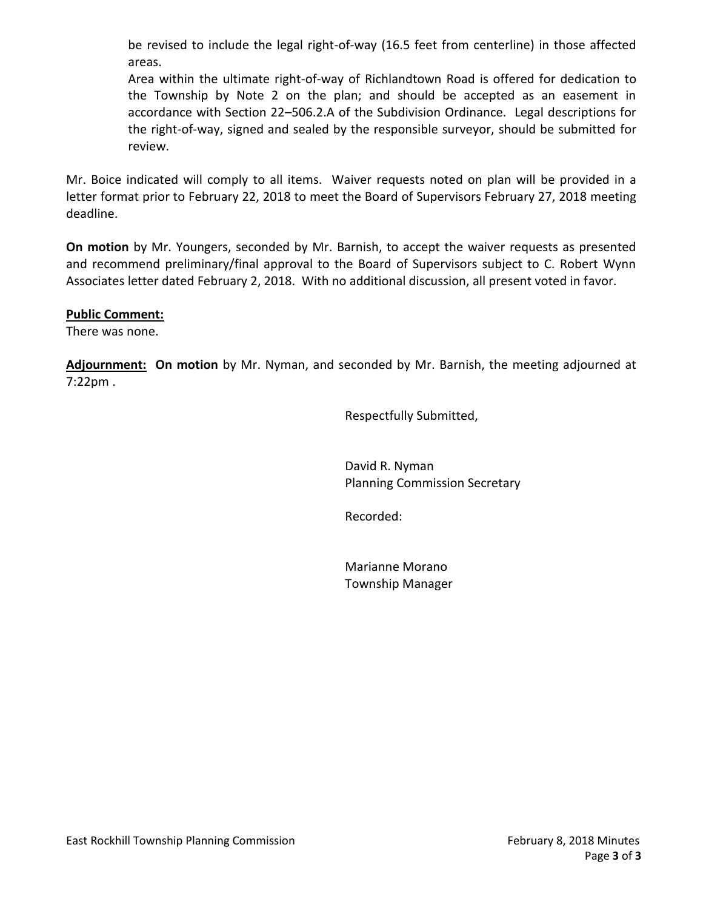be revised to include the legal right-of-way (16.5 feet from centerline) in those affected areas.

Area within the ultimate right-of-way of Richlandtown Road is offered for dedication to the Township by Note 2 on the plan; and should be accepted as an easement in accordance with Section 22–506.2.A of the Subdivision Ordinance. Legal descriptions for the right-of-way, signed and sealed by the responsible surveyor, should be submitted for review.

Mr. Boice indicated will comply to all items. Waiver requests noted on plan will be provided in a letter format prior to February 22, 2018 to meet the Board of Supervisors February 27, 2018 meeting deadline.

**On motion** by Mr. Youngers, seconded by Mr. Barnish, to accept the waiver requests as presented and recommend preliminary/final approval to the Board of Supervisors subject to C. Robert Wynn Associates letter dated February 2, 2018. With no additional discussion, all present voted in favor.

**Public Comment:**

There was none.

**Adjournment:** **On motion** by Mr. Nyman, and seconded by Mr. Barnish, the meeting adjourned at 7:22pm .

Respectfully Submitted,

David R. Nyman
Planning Commission Secretary

Recorded:

Marianne Morano
Township Manager